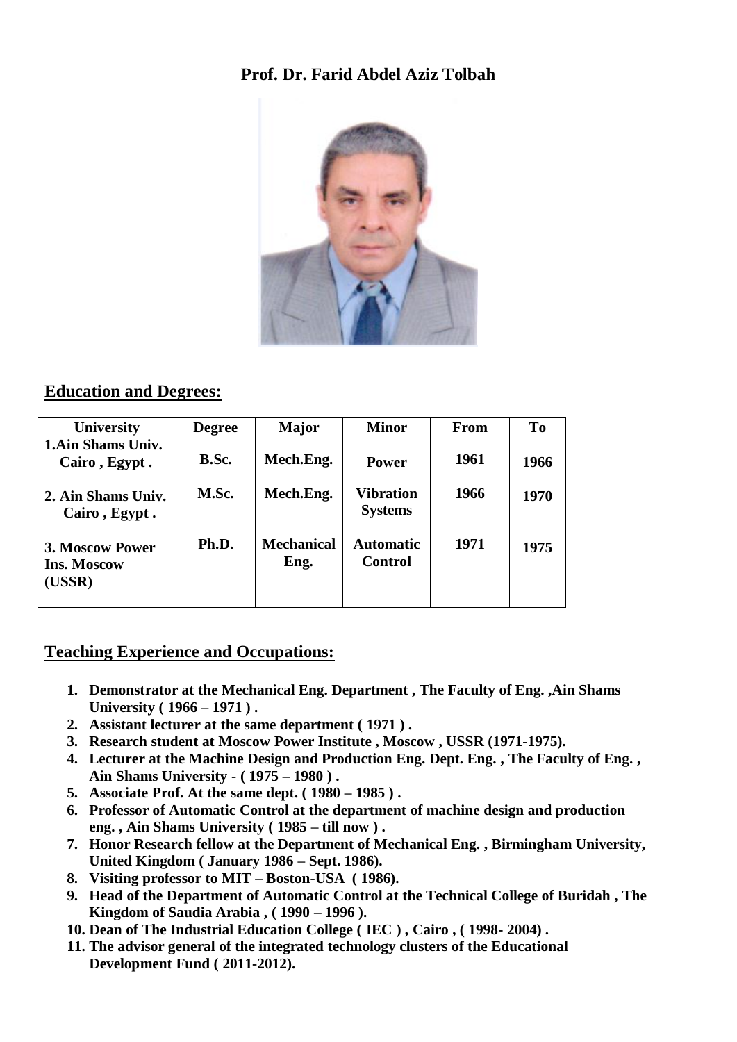# Prof. Dr. Farid Abdel Aziz Tolbah

## Education and Degrees:

| University | Degree | Major | Minor | From | To |
|---|---|---|---|---|---|
| 1.Ain Shams Univ. Cairo , Egypt . | B.Sc. | Mech.Eng. | Power | 1961 | 1966 |
| 2. Ain Shams Univ. Cairo , Egypt . | M.Sc. | Mech.Eng. | Vibration Systems | 1966 | 1970 |
| 3. Moscow Power Ins. Moscow (USSR) | Ph.D. | Mechanical Eng. | Automatic Control | 1971 | 1975 |

## Teaching Experience and Occupations:

1. **Demonstrator at the Mechanical Eng. Department , The Faculty of Eng. ,Ain Shams University ( 1966 – 1971 ) .**
2. **Assistant lecturer at the same department ( 1971 ) .**
3. **Research student at Moscow Power Institute , Moscow , USSR (1971-1975).**
4. **Lecturer at the Machine Design and Production Eng. Dept. Eng. , The Faculty of Eng. , Ain Shams University - ( 1975 – 1980 ) .**
5. **Associate Prof. At the same dept. ( 1980 – 1985 ) .**
6. **Professor of Automatic Control at the department of machine design and production eng. , Ain Shams University ( 1985 – till now ) .**
7. **Honor Research fellow at the Department of Mechanical Eng. , Birmingham University, United Kingdom ( January 1986 – Sept. 1986).**
8. **Visiting professor to MIT – Boston-USA ( 1986).**
9. **Head of the Department of Automatic Control at the Technical College of Buridah , The Kingdom of Saudia Arabia , ( 1990 – 1996 ).**
10. **Dean of The Industrial Education College ( IEC ) , Cairo , ( 1998- 2004) .**
11. **The advisor general of the integrated technology clusters of the Educational Development Fund ( 2011-2012).**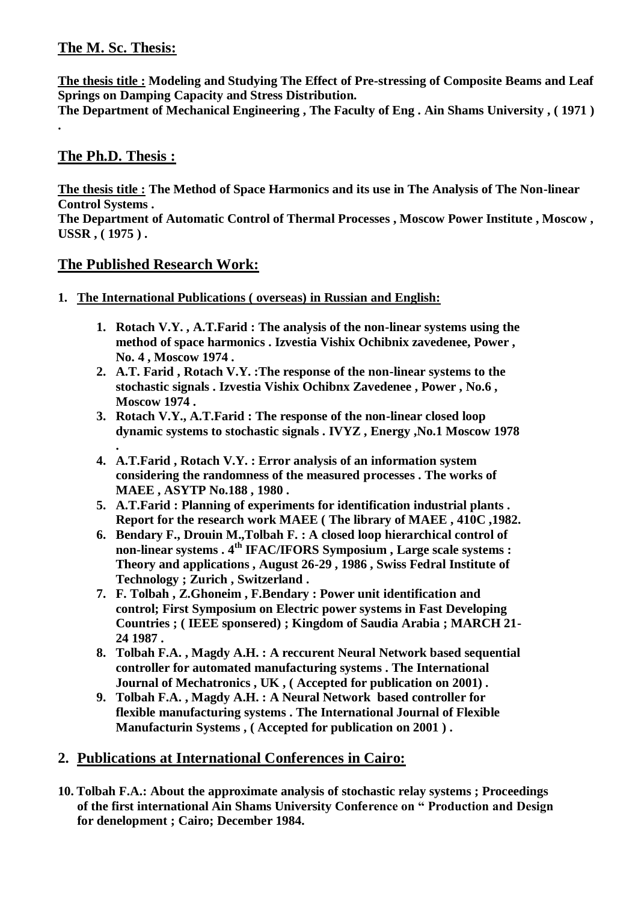## The M. Sc. Thesis:

**<u>The thesis title :</u> Modeling and Studying The Effect of Pre-stressing of Composite Beams and Leaf Springs on Damping Capacity and Stress Distribution.**
**The Department of Mechanical Engineering , The Faculty of Eng . Ain Shams University , ( 1971 ) .**

## The Ph.D. Thesis :

**<u>The thesis title :</u> The Method of Space Harmonics and its use in The Analysis of The Non-linear Control Systems .**
**The Department of Automatic Control of Thermal Processes , Moscow Power Institute , Moscow , USSR , ( 1975 ) .**

## The Published Research Work:

1. **The International Publications ( overseas) in Russian and English:**

    1. **Rotach V.Y. , A.T.Farid : The analysis of the non-linear systems using the method of space harmonics . Izvestia Vishix Ochibnix zavedenee, Power , No. 4 , Moscow 1974 .**
    2. **A.T. Farid , Rotach V.Y. :The response of the non-linear systems to the stochastic signals . Izvestia Vishix Ochibnx Zavedenee , Power , No.6 , Moscow 1974 .**
    3. **Rotach V.Y., A.T.Farid : The response of the non-linear closed loop dynamic systems to stochastic signals . IVYZ , Energy ,No.1 Moscow 1978 .**
    4. **A.T.Farid , Rotach V.Y. : Error analysis of an information system considering the randomness of the measured processes . The works of MAEE , ASYTP No.188 , 1980 .**
    5. **A.T.Farid : Planning of experiments for identification industrial plants . Report for the research work MAEE ( The library of MAEE , 410C ,1982.**
    6. **Bendary F., Drouin M.,Tolbah F. : A closed loop hierarchical control of non-linear systems . 4th IFAC/IFORS Symposium , Large scale systems : Theory and applications , August 26-29 , 1986 , Swiss Fedral Institute of Technology ; Zurich , Switzerland .**
    7. **F. Tolbah , Z.Ghoneim , F.Bendary : Power unit identification and control; First Symposium on Electric power systems in Fast Developing Countries ; ( IEEE sponsered) ; Kingdom of Saudia Arabia ; MARCH 21-24 1987 .**
    8. **Tolbah F.A. , Magdy A.H. : A reccurent Neural Network based sequential controller for automated manufacturing systems . The International Journal of Mechatronics , UK , ( Accepted for publication on 2001) .**
    9. **Tolbah F.A. , Magdy A.H. : A Neural Network based controller for flexible manufacturing systems . The International Journal of Flexible Manufacturin Systems , ( Accepted for publication on 2001 ) .**

## 2. Publications at International Conferences in Cairo:

10. **Tolbah F.A.: About the approximate analysis of stochastic relay systems ; Proceedings of the first international Ain Shams University Conference on " Production and Design for denelopment ; Cairo; December 1984.**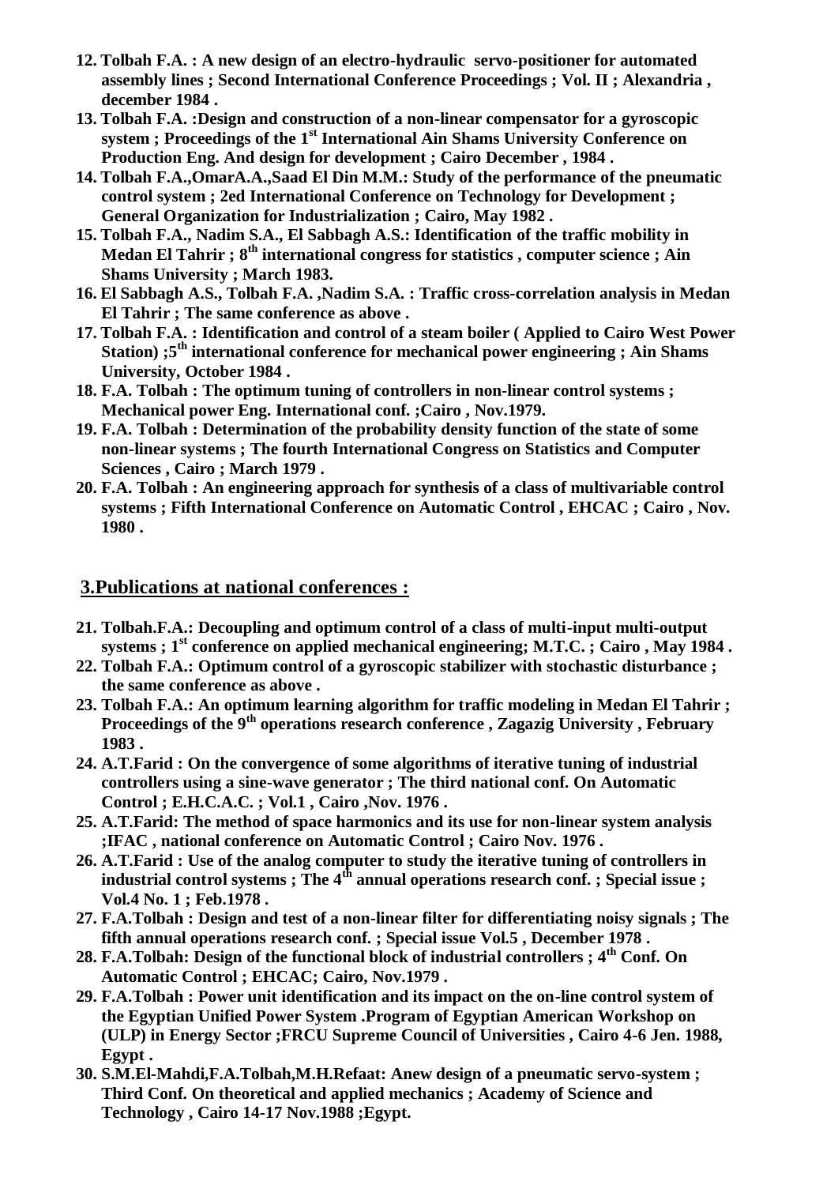12. **Tolbah F.A. : A new design of an electro-hydraulic servo-positioner for automated assembly lines ; Second International Conference Proceedings ; Vol. II ; Alexandria , december 1984 .**
13. **Tolbah F.A. :Design and construction of a non-linear compensator for a gyroscopic system ; Proceedings of the 1st International Ain Shams University Conference on Production Eng. And design for development ; Cairo December , 1984 .**
14. **Tolbah F.A.,OmarA.A.,Saad El Din M.M.: Study of the performance of the pneumatic control system ; 2ed International Conference on Technology for Development ; General Organization for Industrialization ; Cairo, May 1982 .**
15. **Tolbah F.A., Nadim S.A., El Sabbagh A.S.: Identification of the traffic mobility in Medan El Tahrir ; 8th international congress for statistics , computer science ; Ain Shams University ; March 1983.**
16. **El Sabbagh A.S., Tolbah F.A. ,Nadim S.A. : Traffic cross-correlation analysis in Medan El Tahrir ; The same conference as above .**
17. **Tolbah F.A. : Identification and control of a steam boiler ( Applied to Cairo West Power Station) ;5th international conference for mechanical power engineering ; Ain Shams University, October 1984 .**
18. **F.A. Tolbah : The optimum tuning of controllers in non-linear control systems ; Mechanical power Eng. International conf. ;Cairo , Nov.1979.**
19. **F.A. Tolbah : Determination of the probability density function of the state of some non-linear systems ; The fourth International Congress on Statistics and Computer Sciences , Cairo ; March 1979 .**
20. **F.A. Tolbah : An engineering approach for synthesis of a class of multivariable control systems ; Fifth International Conference on Automatic Control , EHCAC ; Cairo , Nov. 1980 .**

## 3.Publications at national conferences :

21. **Tolbah.F.A.: Decoupling and optimum control of a class of multi-input multi-output systems ; 1st conference on applied mechanical engineering; M.T.C. ; Cairo , May 1984 .**
22. **Tolbah F.A.: Optimum control of a gyroscopic stabilizer with stochastic disturbance ; the same conference as above .**
23. **Tolbah F.A.: An optimum learning algorithm for traffic modeling in Medan El Tahrir ; Proceedings of the 9th operations research conference , Zagazig University , February 1983 .**
24. **A.T.Farid : On the convergence of some algorithms of iterative tuning of industrial controllers using a sine-wave generator ; The third national conf. On Automatic Control ; E.H.C.A.C. ; Vol.1 , Cairo ,Nov. 1976 .**
25. **A.T.Farid: The method of space harmonics and its use for non-linear system analysis ;IFAC , national conference on Automatic Control ; Cairo Nov. 1976 .**
26. **A.T.Farid : Use of the analog computer to study the iterative tuning of controllers in industrial control systems ; The 4th annual operations research conf. ; Special issue ; Vol.4 No. 1 ; Feb.1978 .**
27. **F.A.Tolbah : Design and test of a non-linear filter for differentiating noisy signals ; The fifth annual operations research conf. ; Special issue Vol.5 , December 1978 .**
28. **F.A.Tolbah: Design of the functional block of industrial controllers ; 4th Conf. On Automatic Control ; EHCAC; Cairo, Nov.1979 .**
29. **F.A.Tolbah : Power unit identification and its impact on the on-line control system of the Egyptian Unified Power System .Program of Egyptian American Workshop on (ULP) in Energy Sector ;FRCU Supreme Council of Universities , Cairo 4-6 Jen. 1988, Egypt .**
30. **S.M.El-Mahdi,F.A.Tolbah,M.H.Refaat: Anew design of a pneumatic servo-system ; Third Conf. On theoretical and applied mechanics ; Academy of Science and Technology , Cairo 14-17 Nov.1988 ;Egypt.**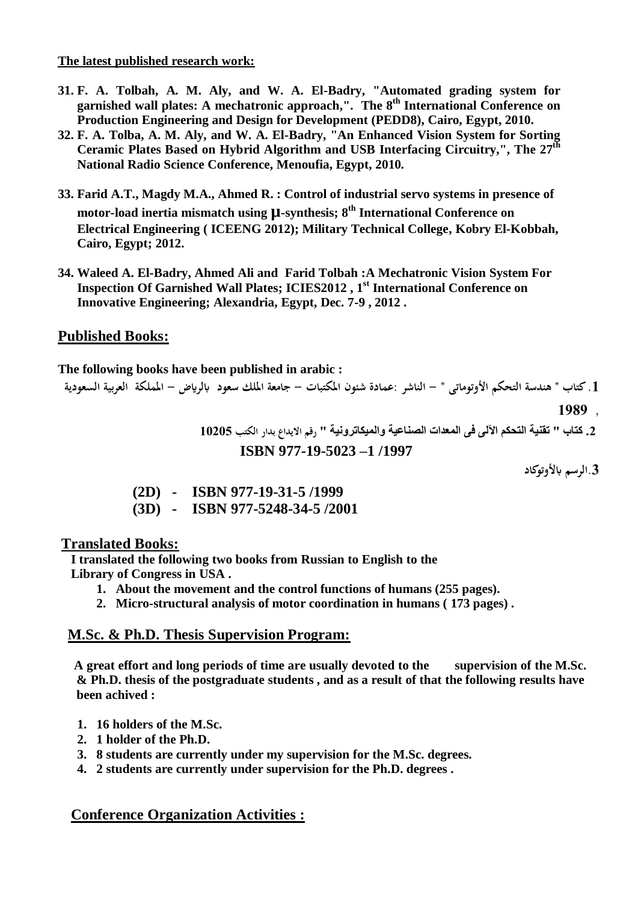**The latest published research work:**

31. **F. A. Tolbah, A. M. Aly, and W. A. El-Badry, "Automated grading system for garnished wall plates: A mechatronic approach,". The 8th International Conference on Production Engineering and Design for Development (PEDD8), Cairo, Egypt, 2010.**
32. **F. A. Tolba, A. M. Aly, and W. A. El-Badry, "An Enhanced Vision System for Sorting Ceramic Plates Based on Hybrid Algorithm and USB Interfacing Circuitry,", The 27th National Radio Science Conference, Menoufia, Egypt, 2010.**
33. **Farid A.T., Magdy M.A., Ahmed R. : Control of industrial servo systems in presence of motor-load inertia mismatch using μ-synthesis; 8th International Conference on Electrical Engineering ( ICEENG 2012); Military Technical College, Kobry El-Kobbah, Cairo, Egypt; 2012.**
34. **Waleed A. El-Badry, Ahmed Ali and Farid Tolbah :A Mechatronic Vision System For Inspection Of Garnished Wall Plates; ICIES2012 , 1st International Conference on Innovative Engineering; Alexandria, Egypt, Dec. 7-9 , 2012 .**

## Published Books:

**The following books have been published in arabic :**

1. كتاب " هندسة التحكم الأوتوماتى " – الناشر :عمادة شئون المكتبات – جامعة الملك سعود بالرياض – المملكة العربية السعودية **1989** ,
2. **كتاب " تقنية التحكم الآلى فى المعدات الصناعية والميكاترونية "** رقم الايداع بدار الكتب **10205**

   **ISBN 977-19-5023 –1 /1997**
3. الرسم بالأوتوكاد

   **(2D) - ISBN 977-19-31-5 /1999**

   **(3D) - ISBN 977-5248-34-5 /2001**

## Translated Books:

**I translated the following two books from Russian to English to the Library of Congress in USA .**

1. **About the movement and the control functions of humans (255 pages).**
2. **Micro-structural analysis of motor coordination in humans ( 173 pages) .**

## M.Sc. & Ph.D. Thesis Supervision Program:

**A great effort and long periods of time are usually devoted to the supervision of the M.Sc. & Ph.D. thesis of the postgraduate students , and as a result of that the following results have been achived :**

1. **16 holders of the M.Sc.**
2. **1 holder of the Ph.D.**
3. **8 students are currently under my supervision for the M.Sc. degrees.**
4. **2 students are currently under supervision for the Ph.D. degrees .**

## Conference Organization Activities :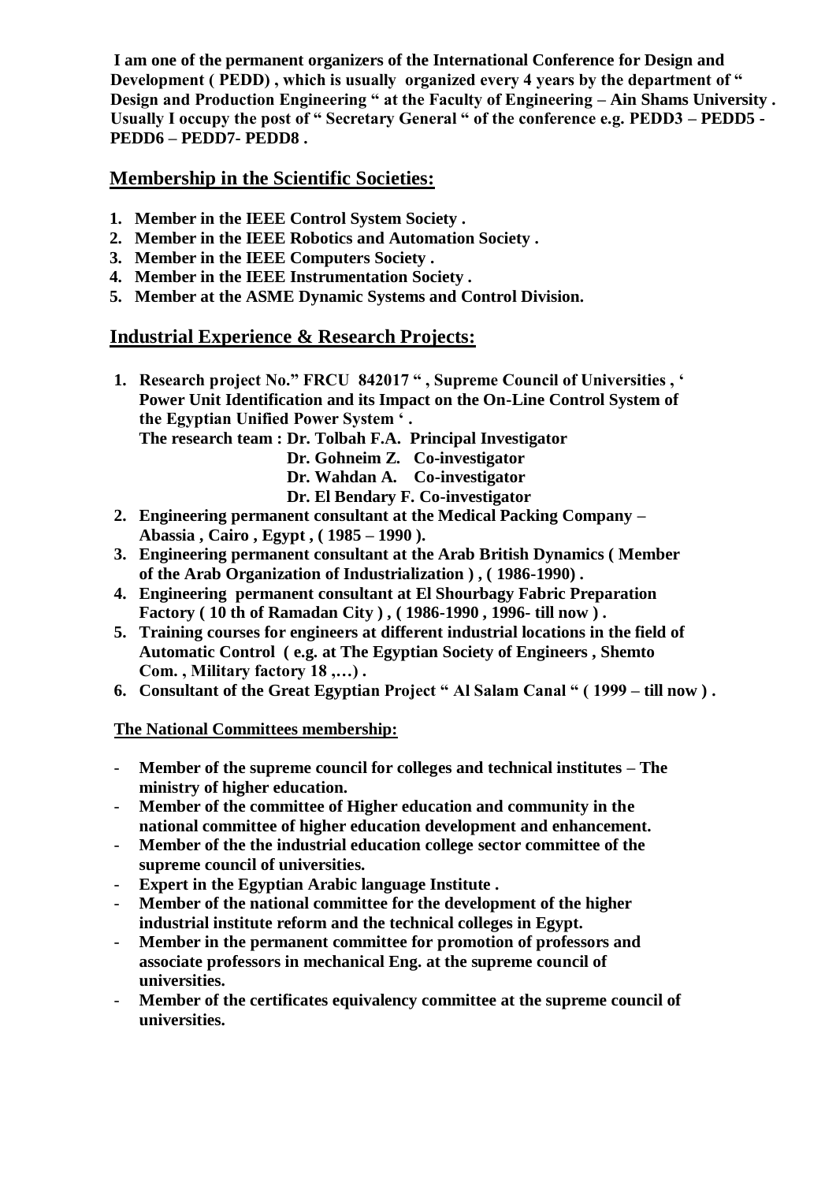**I am one of the permanent organizers of the International Conference for Design and Development ( PEDD) , which is usually organized every 4 years by the department of " Design and Production Engineering " at the Faculty of Engineering – Ain Shams University . Usually I occupy the post of " Secretary General " of the conference e.g. PEDD3 – PEDD5 - PEDD6 – PEDD7- PEDD8 .**

## Membership in the Scientific Societies:

1. **Member in the IEEE Control System Society .**
2. **Member in the IEEE Robotics and Automation Society .**
3. **Member in the IEEE Computers Society .**
4. **Member in the IEEE Instrumentation Society .**
5. **Member at the ASME Dynamic Systems and Control Division.**

## Industrial Experience & Research Projects:

1. **Research project No." FRCU 842017 " , Supreme Council of Universities , ' Power Unit Identification and its Impact on the On-Line Control System of the Egyptian Unified Power System ' .**
   **The research team : Dr. Tolbah F.A. Principal Investigator**
   **Dr. Gohneim Z. Co-investigator**
   **Dr. Wahdan A. Co-investigator**
   **Dr. El Bendary F. Co-investigator**
2. **Engineering permanent consultant at the Medical Packing Company – Abassia , Cairo , Egypt , ( 1985 – 1990 ).**
3. **Engineering permanent consultant at the Arab British Dynamics ( Member of the Arab Organization of Industrialization ) , ( 1986-1990) .**
4. **Engineering permanent consultant at El Shourbagy Fabric Preparation Factory ( 10 th of Ramadan City ) , ( 1986-1990 , 1996- till now ) .**
5. **Training courses for engineers at different industrial locations in the field of Automatic Control ( e.g. at The Egyptian Society of Engineers , Shemto Com. , Military factory 18 ,…) .**
6. **Consultant of the Great Egyptian Project " Al Salam Canal " ( 1999 – till now ) .**

### The National Committees membership:

- **Member of the supreme council for colleges and technical institutes – The ministry of higher education.**
- **Member of the committee of Higher education and community in the national committee of higher education development and enhancement.**
- **Member of the the industrial education college sector committee of the supreme council of universities.**
- **Expert in the Egyptian Arabic language Institute .**
- **Member of the national committee for the development of the higher industrial institute reform and the technical colleges in Egypt.**
- **Member in the permanent committee for promotion of professors and associate professors in mechanical Eng. at the supreme council of universities.**
- **Member of the certificates equivalency committee at the supreme council of universities.**